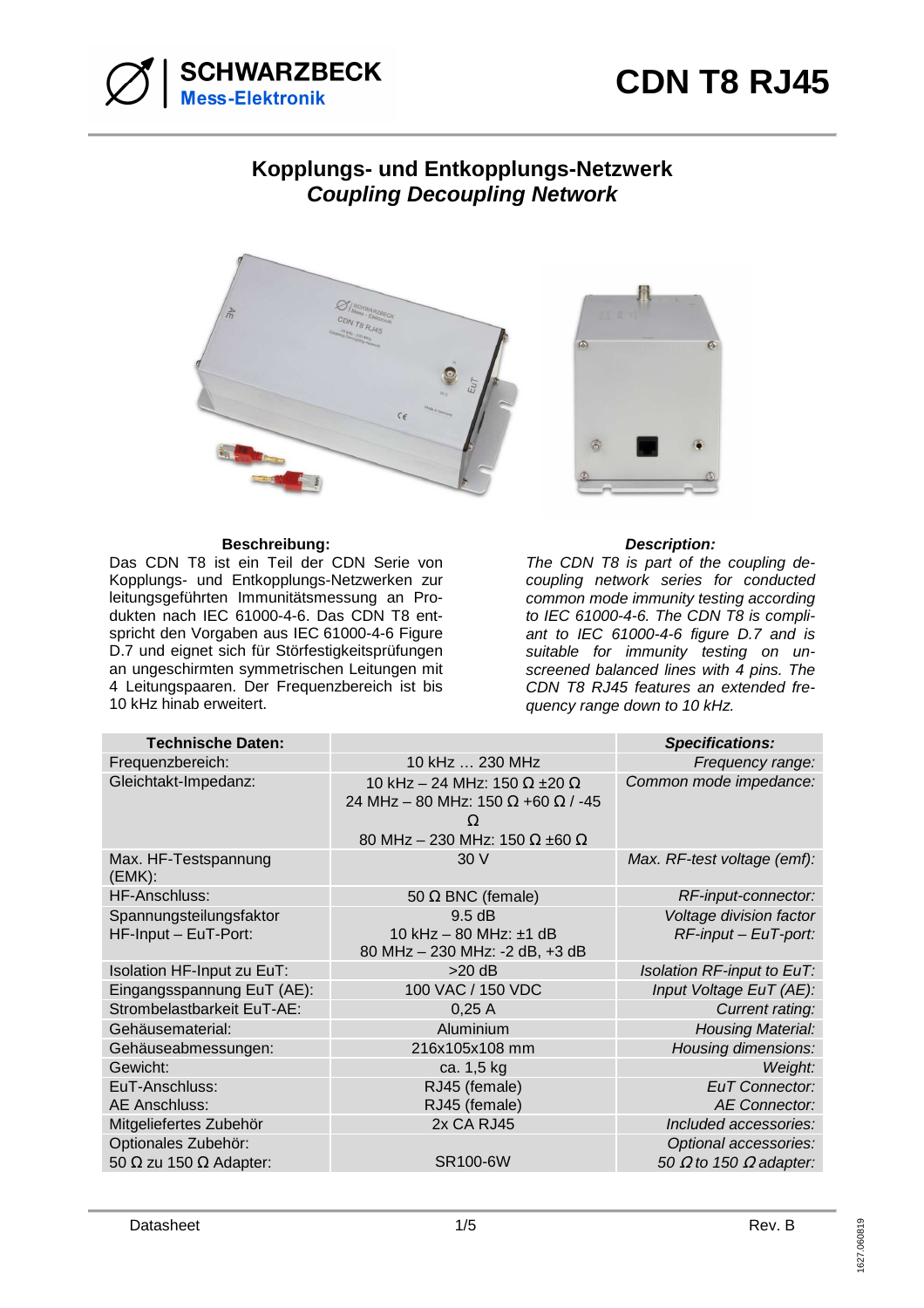# CDN T8 RJ45

## Kopplungs- und Entkopplungs-Netzwerk
## *Coupling Decoupling Network*

**Beschreibung:**

Das CDN T8 ist ein Teil der CDN Serie von Kopplungs- und Entkopplungs-Netzwerken zur leitungsgeführten Immunitätsmessung an Produkten nach IEC 61000-4-6. Das CDN T8 entspricht den Vorgaben aus IEC 61000-4-6 Figure D.7 und eignet sich für Störfestigkeitsprüfungen an ungeschirmten symmetrischen Leitungen mit 4 Leitungspaaren. Der Frequenzbereich ist bis 10 kHz hinab erweitert.

***Description:***

*The CDN T8 is part of the coupling decoupling network series for conducted common mode immunity testing according to IEC 61000-4-6. The CDN T8 is compliant to IEC 61000-4-6 figure D.7 and is suitable for immunity testing on unscreened balanced lines with 4 pins. The CDN T8 RJ45 features an extended frequency range down to 10 kHz.*

| **Technische Daten:** | | ***Specifications:*** |
|---|---|---|
| Frequenzbereich: | 10 kHz … 230 MHz | *Frequency range:* |
| Gleichtakt-Impedanz: | 10 kHz – 24 MHz: 150 Ω ±20 Ω<br>24 MHz – 80 MHz: 150 Ω +60 Ω / -45 Ω<br>80 MHz – 230 MHz: 150 Ω ±60 Ω | *Common mode impedance:* |
| Max. HF-Testspannung (EMK): | 30 V | *Max. RF-test voltage (emf):* |
| HF-Anschluss: | 50 Ω BNC (female) | *RF-input-connector:* |
| Spannungsteilungsfaktor HF-Input – EuT-Port: | 9.5 dB<br>10 kHz – 80 MHz: ±1 dB<br>80 MHz – 230 MHz: -2 dB, +3 dB | *Voltage division factor RF-input – EuT-port:* |
| Isolation HF-Input zu EuT: | >20 dB | *Isolation RF-input to EuT:* |
| Eingangsspannung EuT (AE): | 100 VAC / 150 VDC | *Input Voltage EuT (AE):* |
| Strombelastbarkeit EuT-AE: | 0,25 A | *Current rating:* |
| Gehäusematerial: | Aluminium | *Housing Material:* |
| Gehäuseabmessungen: | 216x105x108 mm | *Housing dimensions:* |
| Gewicht: | ca. 1,5 kg | *Weight:* |
| EuT-Anschluss: | RJ45 (female) | *EuT Connector:* |
| AE Anschluss: | RJ45 (female) | *AE Connector:* |
| Mitgeliefertes Zubehör | 2x CA RJ45 | *Included accessories:* |
| Optionales Zubehör:<br>50 Ω zu 150 Ω Adapter: | SR100-6W | *Optional accessories:*<br>*50 Ω to 150 Ω adapter:* |

Datasheet | Rev. B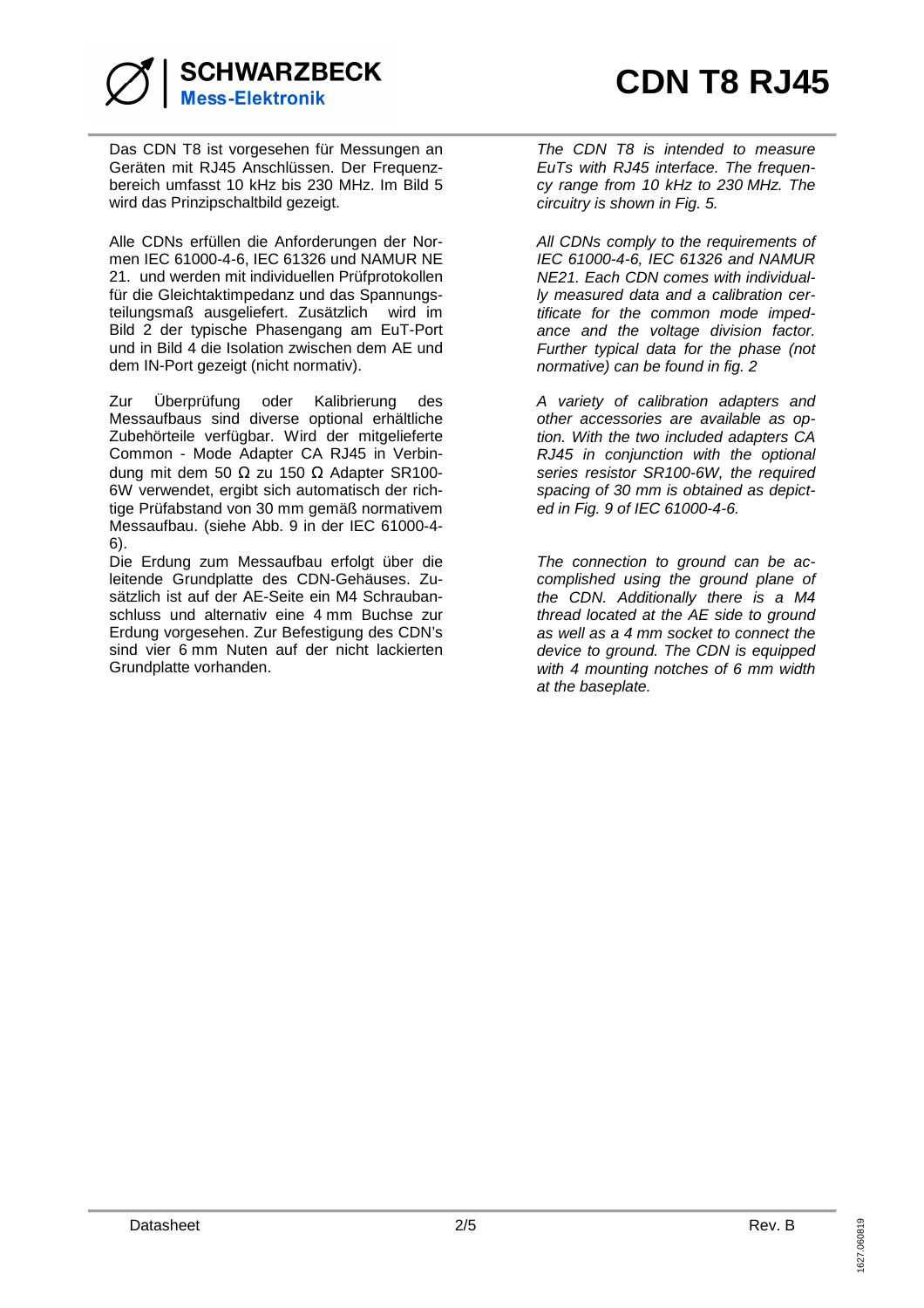Das CDN T8 ist vorgesehen für Messungen an Geräten mit RJ45 Anschlüssen. Der Frequenzbereich umfasst 10 kHz bis 230 MHz. Im Bild 5 wird das Prinzipschaltbild gezeigt.

Alle CDNs erfüllen die Anforderungen der Normen IEC 61000-4-6, IEC 61326 und NAMUR NE 21. und werden mit individuellen Prüfprotokollen für die Gleichtaktimpedanz und das Spannungsteilungsmaß ausgeliefert. Zusätzlich wird im Bild 2 der typische Phasengang am EuT-Port und in Bild 4 die Isolation zwischen dem AE und dem IN-Port gezeigt (nicht normativ).

Zur Überprüfung oder Kalibrierung des Messaufbaus sind diverse optional erhältliche Zubehörteile verfügbar. Wird der mitgelieferte Common - Mode Adapter CA RJ45 in Verbindung mit dem 50 Ω zu 150 Ω Adapter SR100-6W verwendet, ergibt sich automatisch der richtige Prüfabstand von 30 mm gemäß normativem Messaufbau. (siehe Abb. 9 in der IEC 61000-4-6).

Die Erdung zum Messaufbau erfolgt über die leitende Grundplatte des CDN-Gehäuses. Zusätzlich ist auf der AE-Seite ein M4 Schraubanschluss und alternativ eine 4 mm Buchse zur Erdung vorgesehen. Zur Befestigung des CDN's sind vier 6 mm Nuten auf der nicht lackierten Grundplatte vorhanden.

*The CDN T8 is intended to measure EuTs with RJ45 interface. The frequency range from 10 kHz to 230 MHz. The circuitry is shown in Fig. 5.*

*All CDNs comply to the requirements of IEC 61000-4-6, IEC 61326 and NAMUR NE21. Each CDN comes with individually measured data and a calibration certificate for the common mode impedance and the voltage division factor. Further typical data for the phase (not normative) can be found in fig. 2*

*A variety of calibration adapters and other accessories are available as option. With the two included adapters CA RJ45 in conjunction with the optional series resistor SR100-6W, the required spacing of 30 mm is obtained as depicted in Fig. 9 of IEC 61000-4-6.*

*The connection to ground can be accomplished using the ground plane of the CDN. Additionally there is a M4 thread located at the AE side to ground as well as a 4 mm socket to connect the device to ground. The CDN is equipped with 4 mounting notches of 6 mm width at the baseplate.*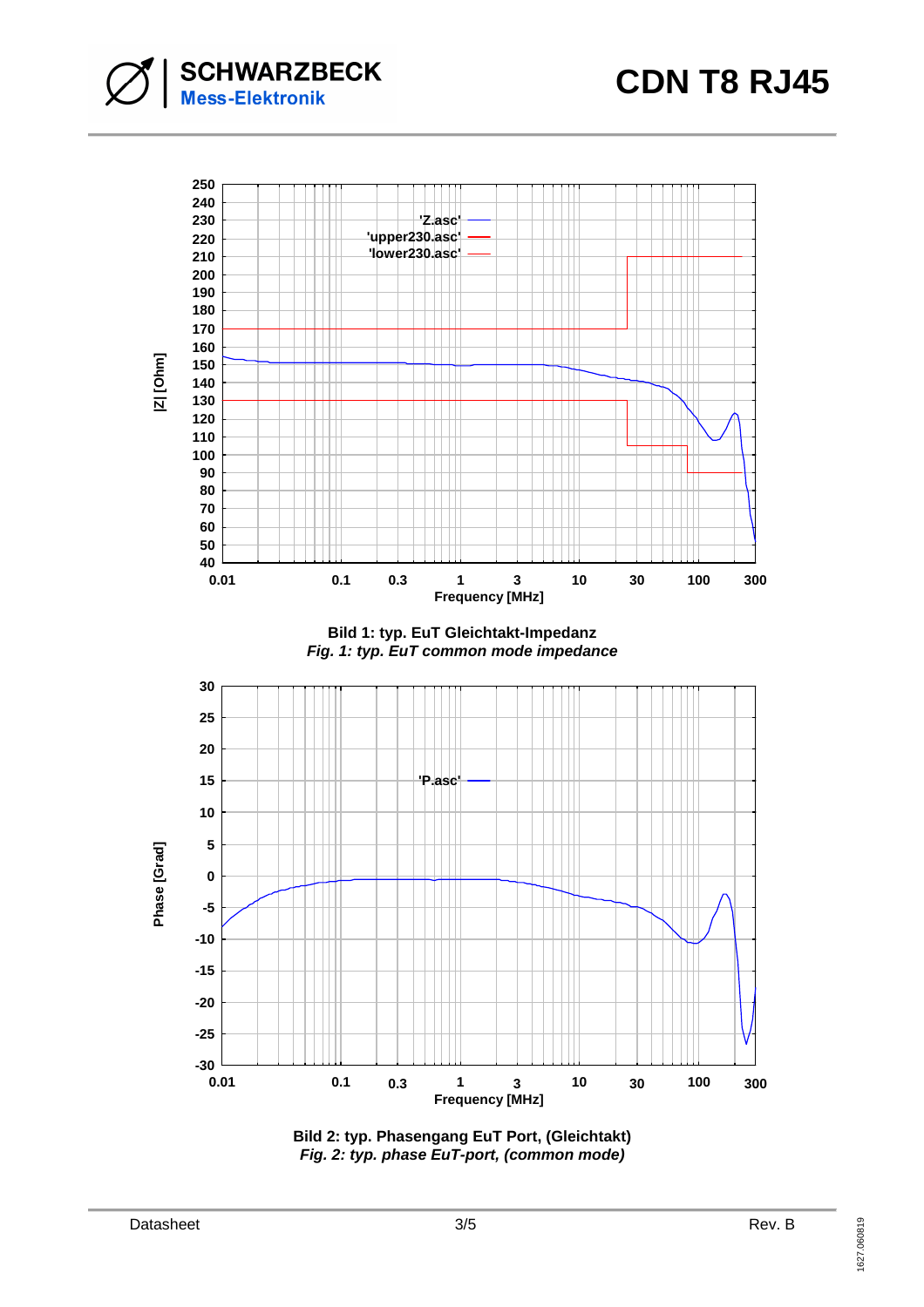Bild 1: typ. EuT Gleichtakt-Impedanz

*Fig. 1: typ. EuT common mode impedance*

Bild 2: typ. Phasengang EuT Port, (Gleichtakt)

*Fig. 2: typ. phase EuT-port, (common mode)*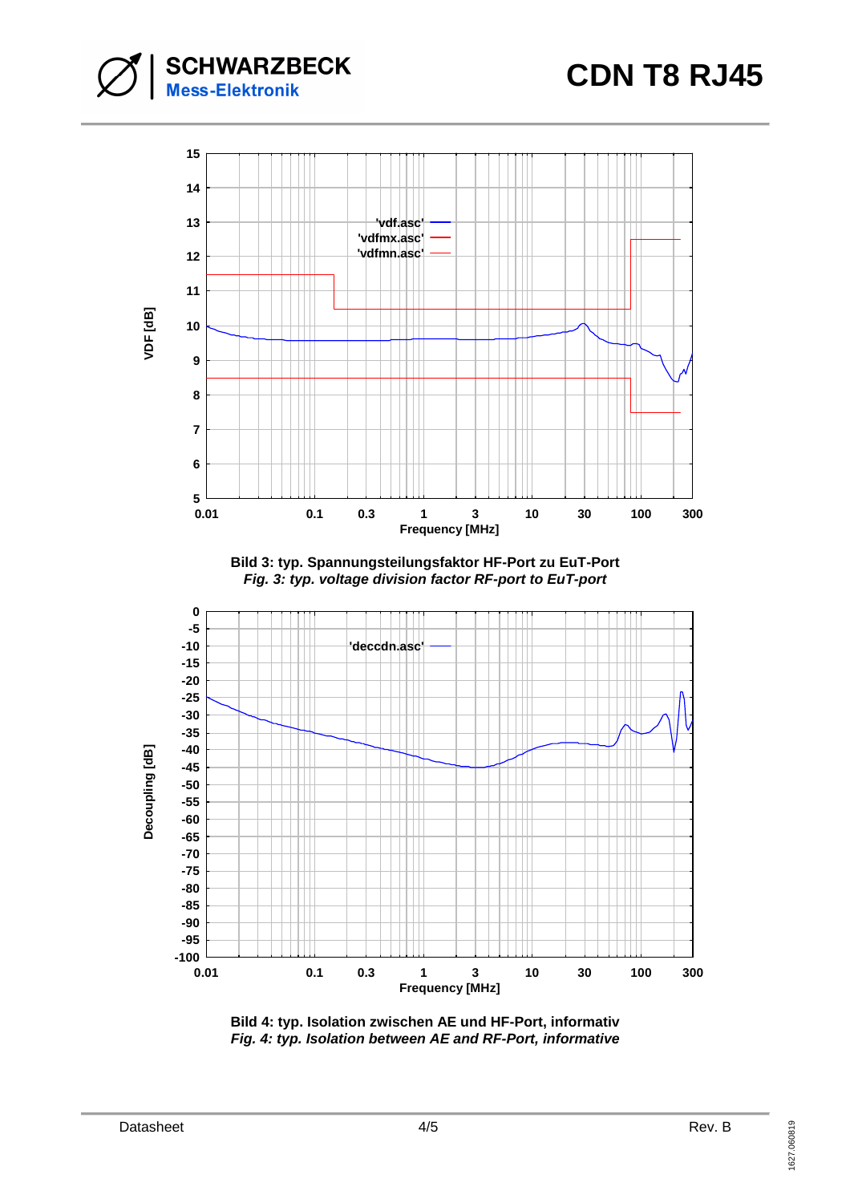Bild 3: typ. Spannungsteilungsfaktor HF-Port zu EuT-Port
*Fig. 3: typ. voltage division factor RF-port to EuT-port*

Bild 4: typ. Isolation zwischen AE und HF-Port, informativ
*Fig. 4: typ. Isolation between AE and RF-Port, informative*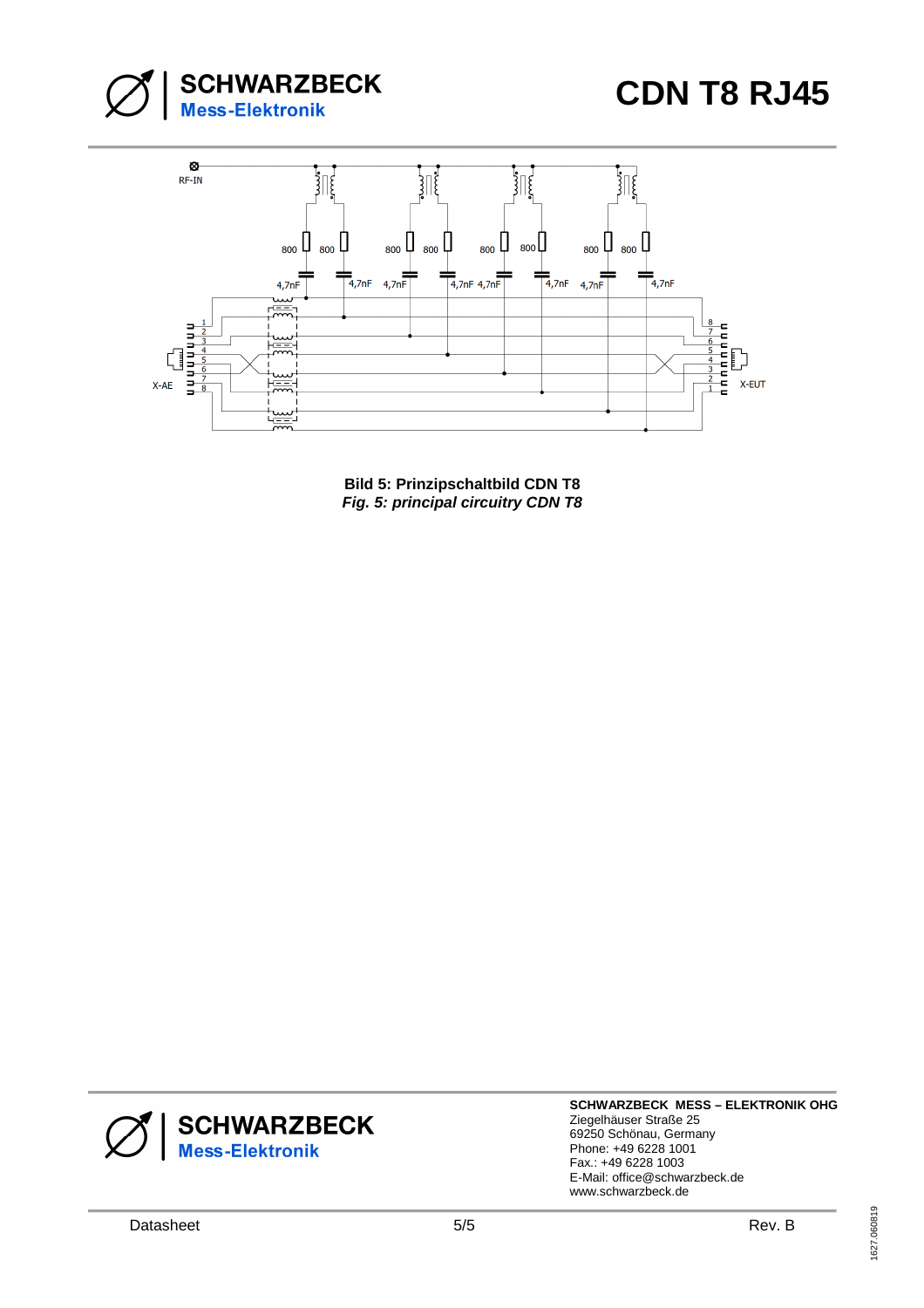RF-IN

800 800 800 800 800 800 800 800

4,7nF 4,7nF 4,7nF 4,7nF 4,7nF 4,7nF 4,7nF 4,7nF

1 2 3 4 5 6 7 8

X-AE

8 7 6 5 4 3 2 1

X-EUT

**Bild 5: Prinzipschaltbild CDN T8**

***Fig. 5: principal circuitry CDN T8***

**SCHWARZBECK MESS – ELEKTRONIK OHG**
Ziegelhäuser Straße 25
69250 Schönau, Germany
Phone: +49 6228 1001
Fax.: +49 6228 1003
E-Mail: office@schwarzbeck.de
www.schwarzbeck.de